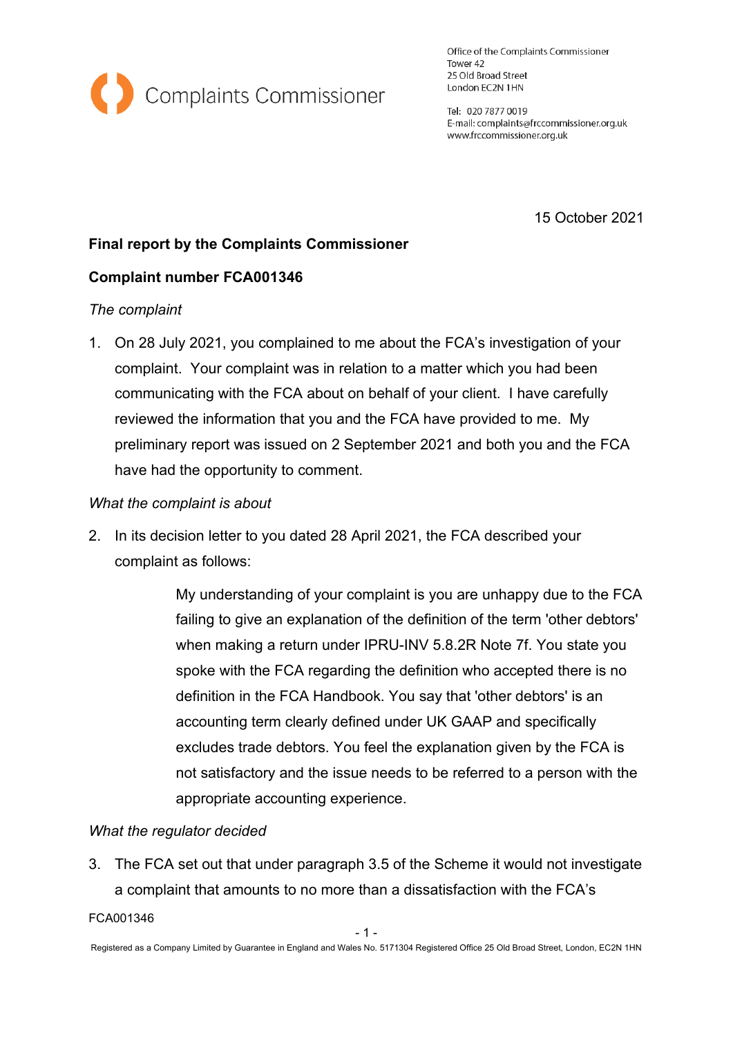Complaints Commissioner

Office of the Complaints Commissioner
Tower 42
25 Old Broad Street
London EC2N 1HN

Tel: 020 7877 0019
E-mail: complaints@frccommissioner.org.uk
www.frccommissioner.org.uk

15 October 2021

**Final report by the Complaints Commissioner**

**Complaint number FCA001346**

*The complaint*

1. On 28 July 2021, you complained to me about the FCA's investigation of your complaint. Your complaint was in relation to a matter which you had been communicating with the FCA about on behalf of your client. I have carefully reviewed the information that you and the FCA have provided to me. My preliminary report was issued on 2 September 2021 and both you and the FCA have had the opportunity to comment.

*What the complaint is about*

2. In its decision letter to you dated 28 April 2021, the FCA described your complaint as follows:

> My understanding of your complaint is you are unhappy due to the FCA failing to give an explanation of the definition of the term 'other debtors' when making a return under IPRU-INV 5.8.2R Note 7f. You state you spoke with the FCA regarding the definition who accepted there is no definition in the FCA Handbook. You say that 'other debtors' is an accounting term clearly defined under UK GAAP and specifically excludes trade debtors. You feel the explanation given by the FCA is not satisfactory and the issue needs to be referred to a person with the appropriate accounting experience.

*What the regulator decided*

3. The FCA set out that under paragraph 3.5 of the Scheme it would not investigate a complaint that amounts to no more than a dissatisfaction with the FCA's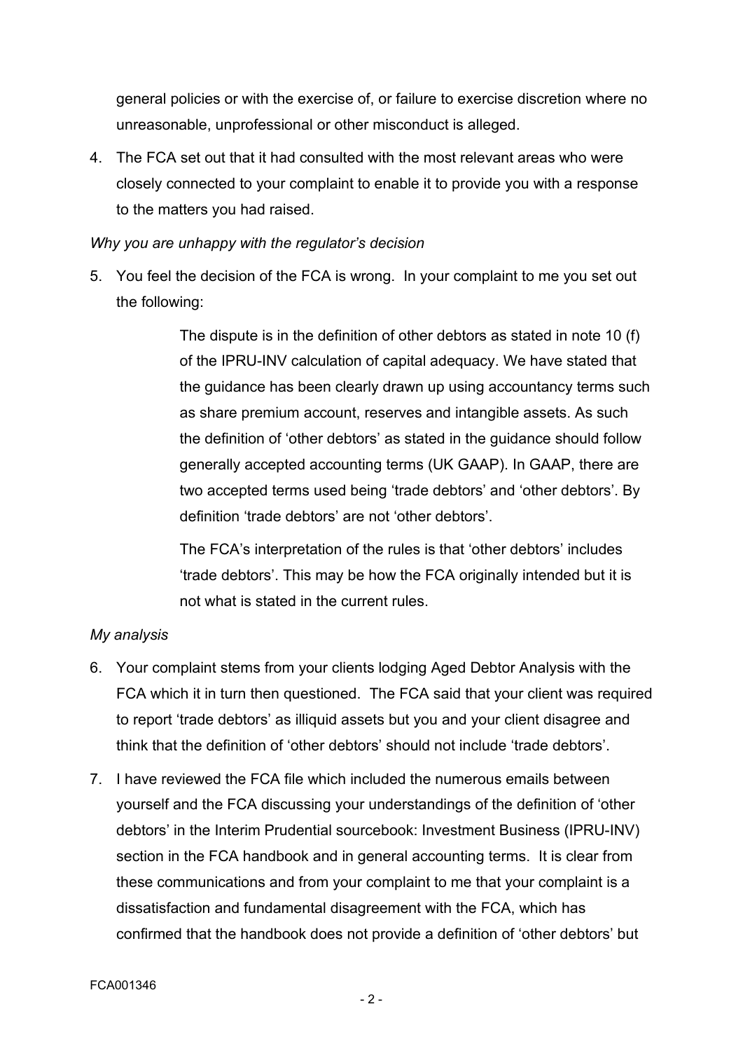general policies or with the exercise of, or failure to exercise discretion where no unreasonable, unprofessional or other misconduct is alleged.

4. The FCA set out that it had consulted with the most relevant areas who were closely connected to your complaint to enable it to provide you with a response to the matters you had raised.

*Why you are unhappy with the regulator's decision*

5. You feel the decision of the FCA is wrong. In your complaint to me you set out the following:

   > The dispute is in the definition of other debtors as stated in note 10 (f) of the IPRU-INV calculation of capital adequacy. We have stated that the guidance has been clearly drawn up using accountancy terms such as share premium account, reserves and intangible assets. As such the definition of 'other debtors' as stated in the guidance should follow generally accepted accounting terms (UK GAAP). In GAAP, there are two accepted terms used being 'trade debtors' and 'other debtors'. By definition 'trade debtors' are not 'other debtors'.
   >
   > The FCA's interpretation of the rules is that 'other debtors' includes 'trade debtors'. This may be how the FCA originally intended but it is not what is stated in the current rules.

*My analysis*

6. Your complaint stems from your clients lodging Aged Debtor Analysis with the FCA which it in turn then questioned. The FCA said that your client was required to report 'trade debtors' as illiquid assets but you and your client disagree and think that the definition of 'other debtors' should not include 'trade debtors'.

7. I have reviewed the FCA file which included the numerous emails between yourself and the FCA discussing your understandings of the definition of 'other debtors' in the Interim Prudential sourcebook: Investment Business (IPRU-INV) section in the FCA handbook and in general accounting terms. It is clear from these communications and from your complaint to me that your complaint is a dissatisfaction and fundamental disagreement with the FCA, which has confirmed that the handbook does not provide a definition of 'other debtors' but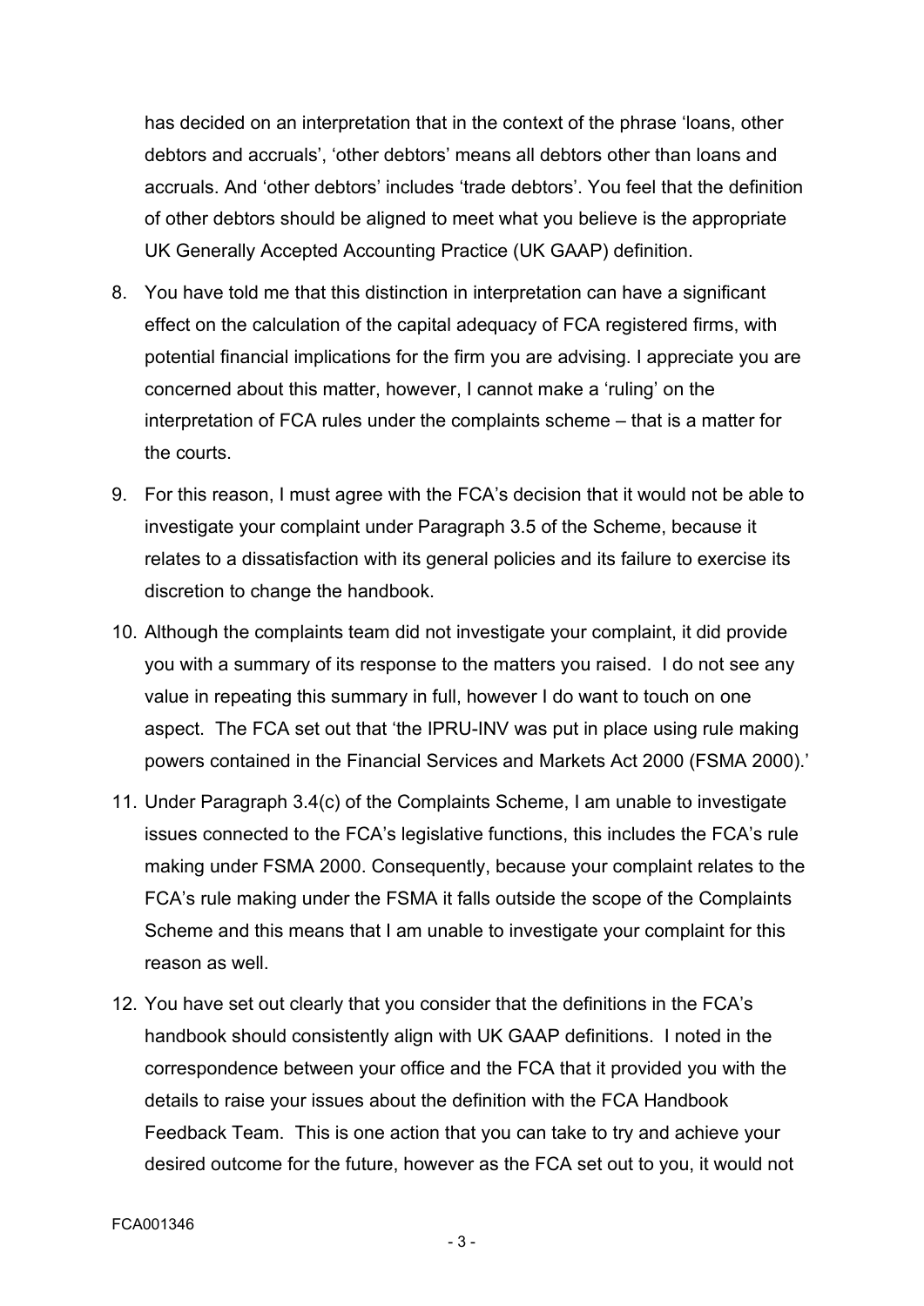has decided on an interpretation that in the context of the phrase 'loans, other debtors and accruals', 'other debtors' means all debtors other than loans and accruals. And 'other debtors' includes 'trade debtors'. You feel that the definition of other debtors should be aligned to meet what you believe is the appropriate UK Generally Accepted Accounting Practice (UK GAAP) definition.

8. You have told me that this distinction in interpretation can have a significant effect on the calculation of the capital adequacy of FCA registered firms, with potential financial implications for the firm you are advising. I appreciate you are concerned about this matter, however, I cannot make a 'ruling' on the interpretation of FCA rules under the complaints scheme – that is a matter for the courts.

9. For this reason, I must agree with the FCA's decision that it would not be able to investigate your complaint under Paragraph 3.5 of the Scheme, because it relates to a dissatisfaction with its general policies and its failure to exercise its discretion to change the handbook.

10. Although the complaints team did not investigate your complaint, it did provide you with a summary of its response to the matters you raised. I do not see any value in repeating this summary in full, however I do want to touch on one aspect. The FCA set out that 'the IPRU-INV was put in place using rule making powers contained in the Financial Services and Markets Act 2000 (FSMA 2000).'

11. Under Paragraph 3.4(c) of the Complaints Scheme, I am unable to investigate issues connected to the FCA's legislative functions, this includes the FCA's rule making under FSMA 2000. Consequently, because your complaint relates to the FCA's rule making under the FSMA it falls outside the scope of the Complaints Scheme and this means that I am unable to investigate your complaint for this reason as well.

12. You have set out clearly that you consider that the definitions in the FCA's handbook should consistently align with UK GAAP definitions. I noted in the correspondence between your office and the FCA that it provided you with the details to raise your issues about the definition with the FCA Handbook Feedback Team. This is one action that you can take to try and achieve your desired outcome for the future, however as the FCA set out to you, it would not

FCA001346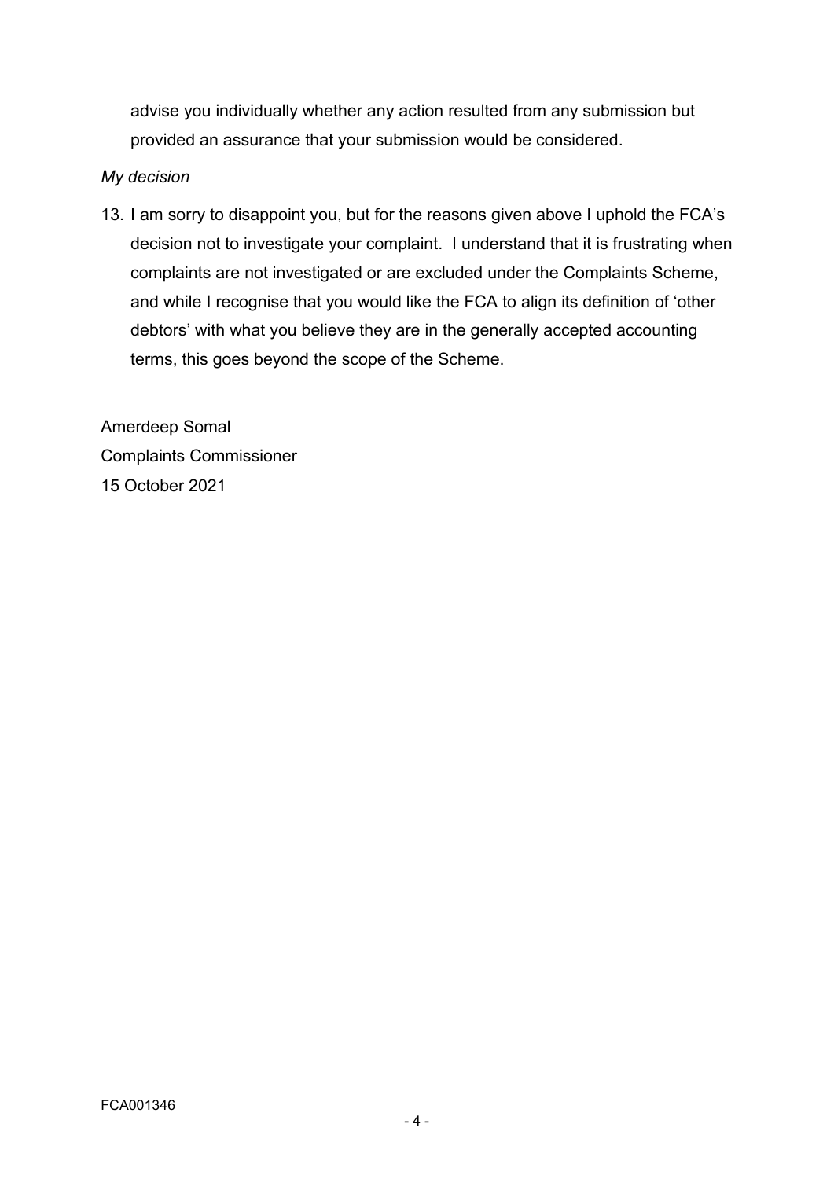advise you individually whether any action resulted from any submission but provided an assurance that your submission would be considered.

*My decision*

13. I am sorry to disappoint you, but for the reasons given above I uphold the FCA's decision not to investigate your complaint. I understand that it is frustrating when complaints are not investigated or are excluded under the Complaints Scheme, and while I recognise that you would like the FCA to align its definition of 'other debtors' with what you believe they are in the generally accepted accounting terms, this goes beyond the scope of the Scheme.

Amerdeep Somal
Complaints Commissioner
15 October 2021

FCA001346